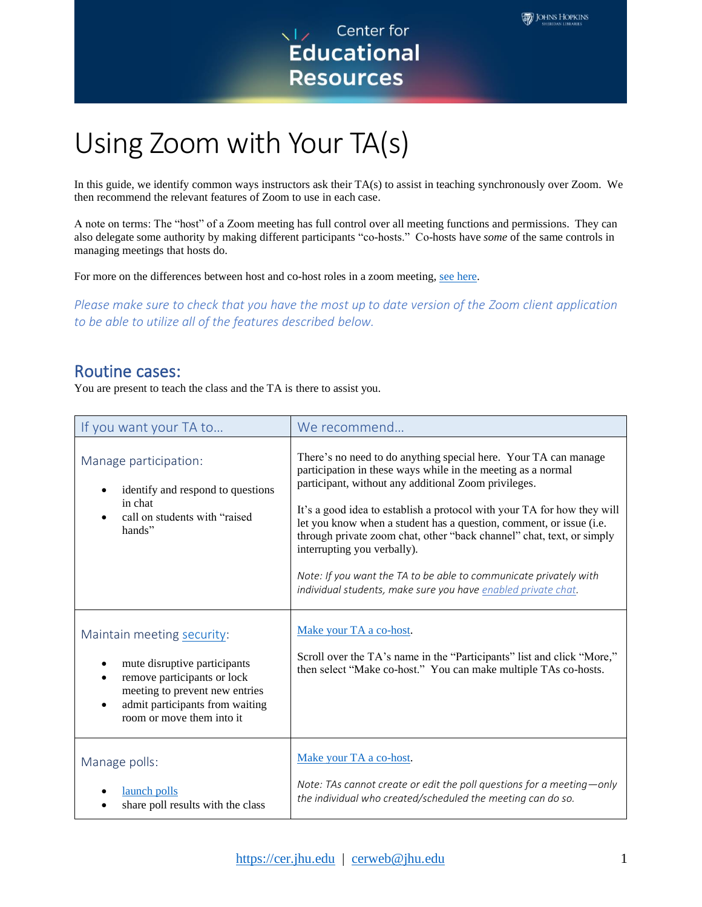# Using Zoom with Your TA(s)

In this guide, we identify common ways instructors ask their TA(s) to assist in teaching synchronously over Zoom. We then recommend the relevant features of Zoom to use in each case.

A note on terms: The "host" of a Zoom meeting has full control over all meeting functions and permissions. They can also delegate some authority by making different participants "co-hosts." Co-hosts have *some* of the same controls in managing meetings that hosts do.

For more on the differences between host and co-host roles in a zoom meeting, see here.

*Please make sure to check that you have the most up to date version of the Zoom client application to be able to utilize all of the features described below.*

## Routine cases:

You are present to teach the class and the TA is there to assist you.

| If you want your TA to… | We recommend… |
| --- | --- |
| Manage participation:<br>• identify and respond to questions in chat<br>• call on students with "raised hands" | There's no need to do anything special here. Your TA can manage participation in these ways while in the meeting as a normal participant, without any additional Zoom privileges.<br><br>It's a good idea to establish a protocol with your TA for how they will let you know when a student has a question, comment, or issue (i.e. through private zoom chat, other "back channel" chat, text, or simply interrupting you verbally).<br><br>*Note: If you want the TA to be able to communicate privately with individual students, make sure you have enabled private chat.* |
| Maintain meeting security:<br>• mute disruptive participants<br>• remove participants or lock meeting to prevent new entries<br>• admit participants from waiting room or move them into it | Make your TA a co-host.<br><br>Scroll over the TA's name in the "Participants" list and click "More," then select "Make co-host." You can make multiple TAs co-hosts. |
| Manage polls:<br>• launch polls<br>• share poll results with the class | Make your TA a co-host.<br><br>*Note: TAs cannot create or edit the poll questions for a meeting—only the individual who created/scheduled the meeting can do so.* |

https://cer.jhu.edu | cerweb@jhu.edu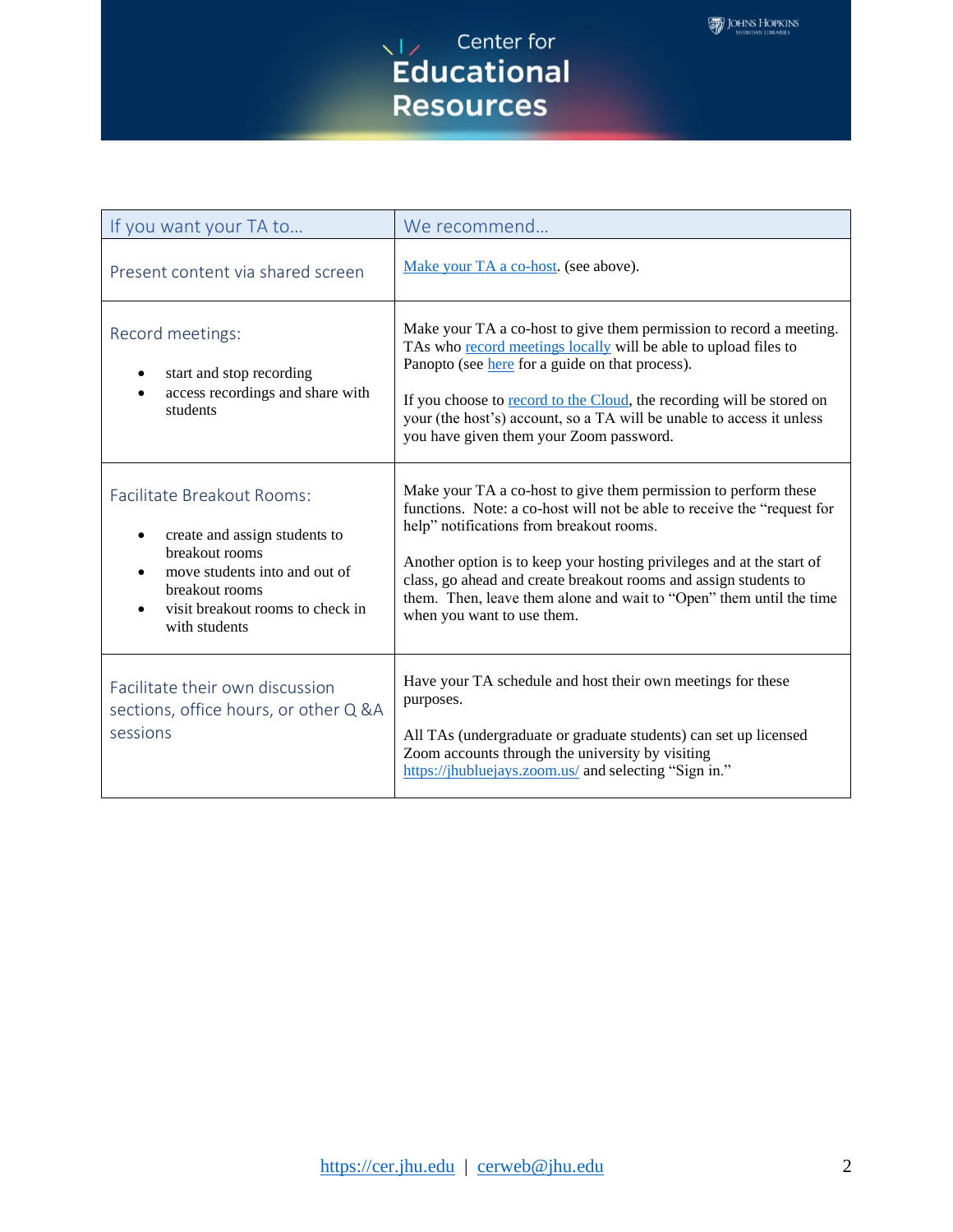| If you want your TA to… | We recommend… |
| --- | --- |
| Present content via shared screen | Make your TA a co-host. (see above). |
| Record meetings:<br>• start and stop recording<br>• access recordings and share with students | Make your TA a co-host to give them permission to record a meeting. TAs who record meetings locally will be able to upload files to Panopto (see here for a guide on that process).<br><br>If you choose to record to the Cloud, the recording will be stored on your (the host's) account, so a TA will be unable to access it unless you have given them your Zoom password. |
| Facilitate Breakout Rooms:<br>• create and assign students to breakout rooms<br>• move students into and out of breakout rooms<br>• visit breakout rooms to check in with students | Make your TA a co-host to give them permission to perform these functions. Note: a co-host will not be able to receive the "request for help" notifications from breakout rooms.<br><br>Another option is to keep your hosting privileges and at the start of class, go ahead and create breakout rooms and assign students to them. Then, leave them alone and wait to "Open" them until the time when you want to use them. |
| Facilitate their own discussion sections, office hours, or other Q &A sessions | Have your TA schedule and host their own meetings for these purposes.<br><br>All TAs (undergraduate or graduate students) can set up licensed Zoom accounts through the university by visiting https://jhubluejays.zoom.us/ and selecting "Sign in." |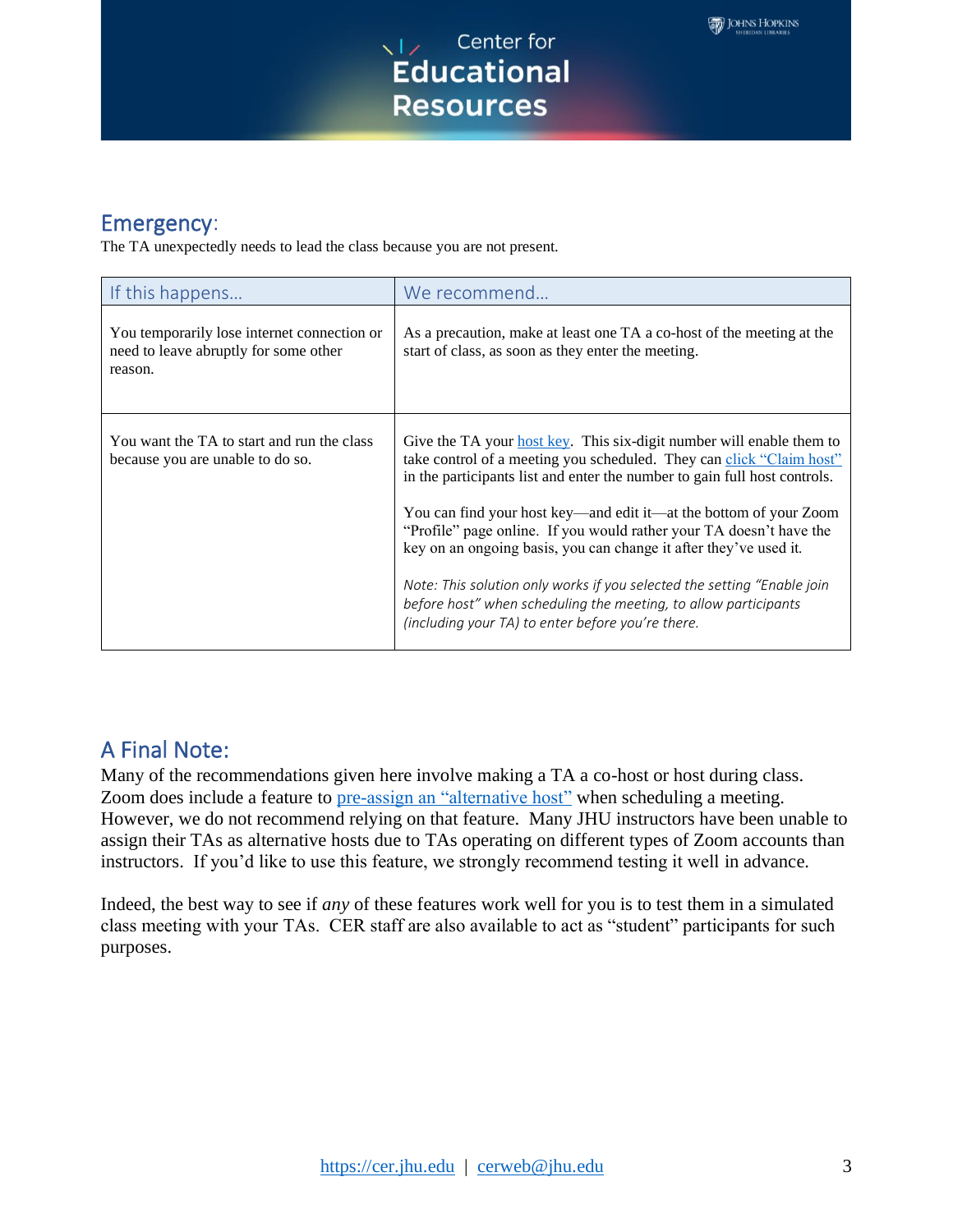## Emergency:

The TA unexpectedly needs to lead the class because you are not present.

| If this happens… | We recommend… |
| --- | --- |
| You temporarily lose internet connection or need to leave abruptly for some other reason. | As a precaution, make at least one TA a co-host of the meeting at the start of class, as soon as they enter the meeting. |
| You want the TA to start and run the class because you are unable to do so. | Give the TA your host key. This six-digit number will enable them to take control of a meeting you scheduled. They can click "Claim host" in the participants list and enter the number to gain full host controls.<br><br>You can find your host key—and edit it—at the bottom of your Zoom "Profile" page online. If you would rather your TA doesn't have the key on an ongoing basis, you can change it after they've used it.<br><br>*Note: This solution only works if you selected the setting "Enable join before host" when scheduling the meeting, to allow participants (including your TA) to enter before you're there.* |

## A Final Note:

Many of the recommendations given here involve making a TA a co-host or host during class. Zoom does include a feature to pre-assign an "alternative host" when scheduling a meeting. However, we do not recommend relying on that feature. Many JHU instructors have been unable to assign their TAs as alternative hosts due to TAs operating on different types of Zoom accounts than instructors. If you'd like to use this feature, we strongly recommend testing it well in advance.

Indeed, the best way to see if *any* of these features work well for you is to test them in a simulated class meeting with your TAs. CER staff are also available to act as "student" participants for such purposes.